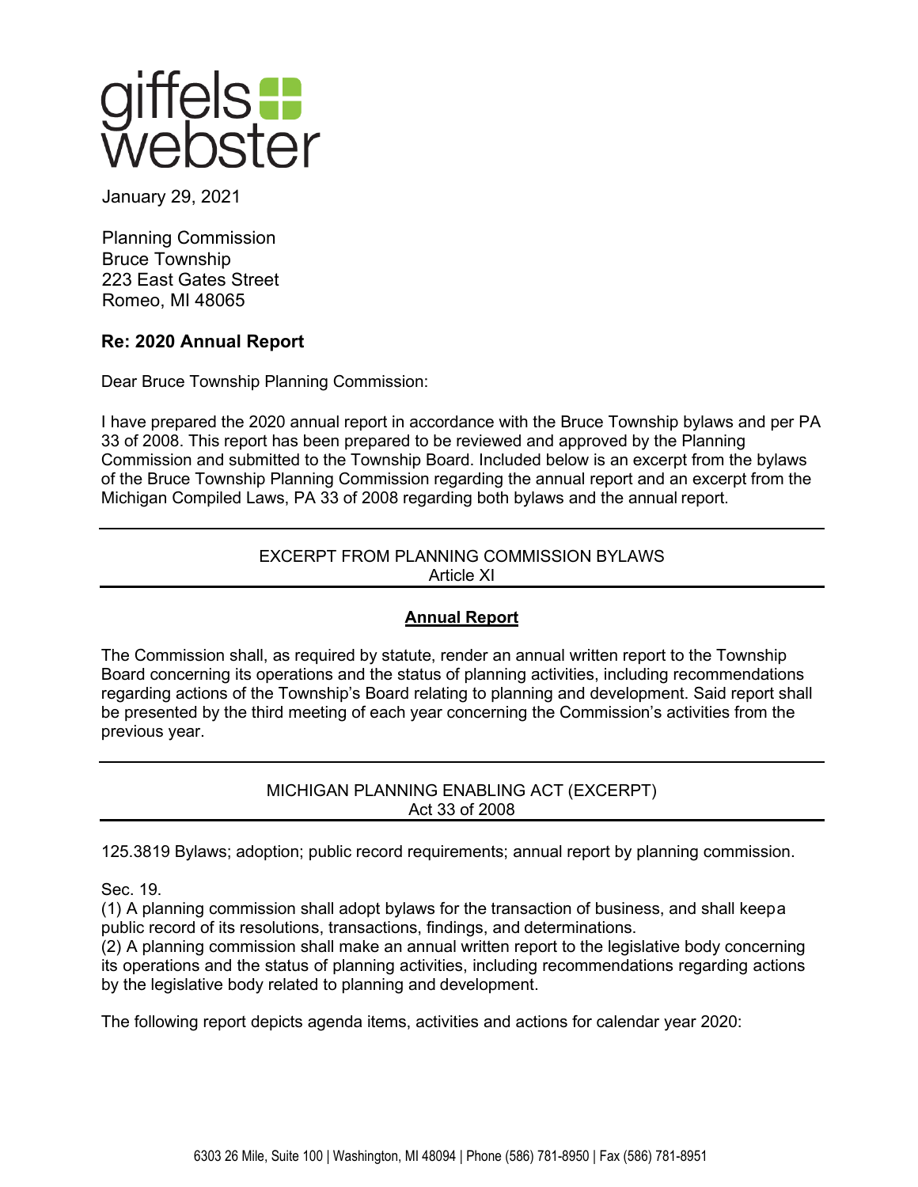giffels webster

January 29, 2021

Planning Commission
Bruce Township
223 East Gates Street
Romeo, MI 48065

**Re: 2020 Annual Report**

Dear Bruce Township Planning Commission:

I have prepared the 2020 annual report in accordance with the Bruce Township bylaws and per PA 33 of 2008. This report has been prepared to be reviewed and approved by the Planning Commission and submitted to the Township Board. Included below is an excerpt from the bylaws of the Bruce Township Planning Commission regarding the annual report and an excerpt from the Michigan Compiled Laws, PA 33 of 2008 regarding both bylaws and the annual report.

---

EXCERPT FROM PLANNING COMMISSION BYLAWS
Article XI

---

**Annual Report**

The Commission shall, as required by statute, render an annual written report to the Township Board concerning its operations and the status of planning activities, including recommendations regarding actions of the Township's Board relating to planning and development. Said report shall be presented by the third meeting of each year concerning the Commission's activities from the previous year.

---

MICHIGAN PLANNING ENABLING ACT (EXCERPT)
Act 33 of 2008

---

125.3819 Bylaws; adoption; public record requirements; annual report by planning commission.

Sec. 19.
(1) A planning commission shall adopt bylaws for the transaction of business, and shall keepa public record of its resolutions, transactions, findings, and determinations.
(2) A planning commission shall make an annual written report to the legislative body concerning its operations and the status of planning activities, including recommendations regarding actions by the legislative body related to planning and development.

The following report depicts agenda items, activities and actions for calendar year 2020: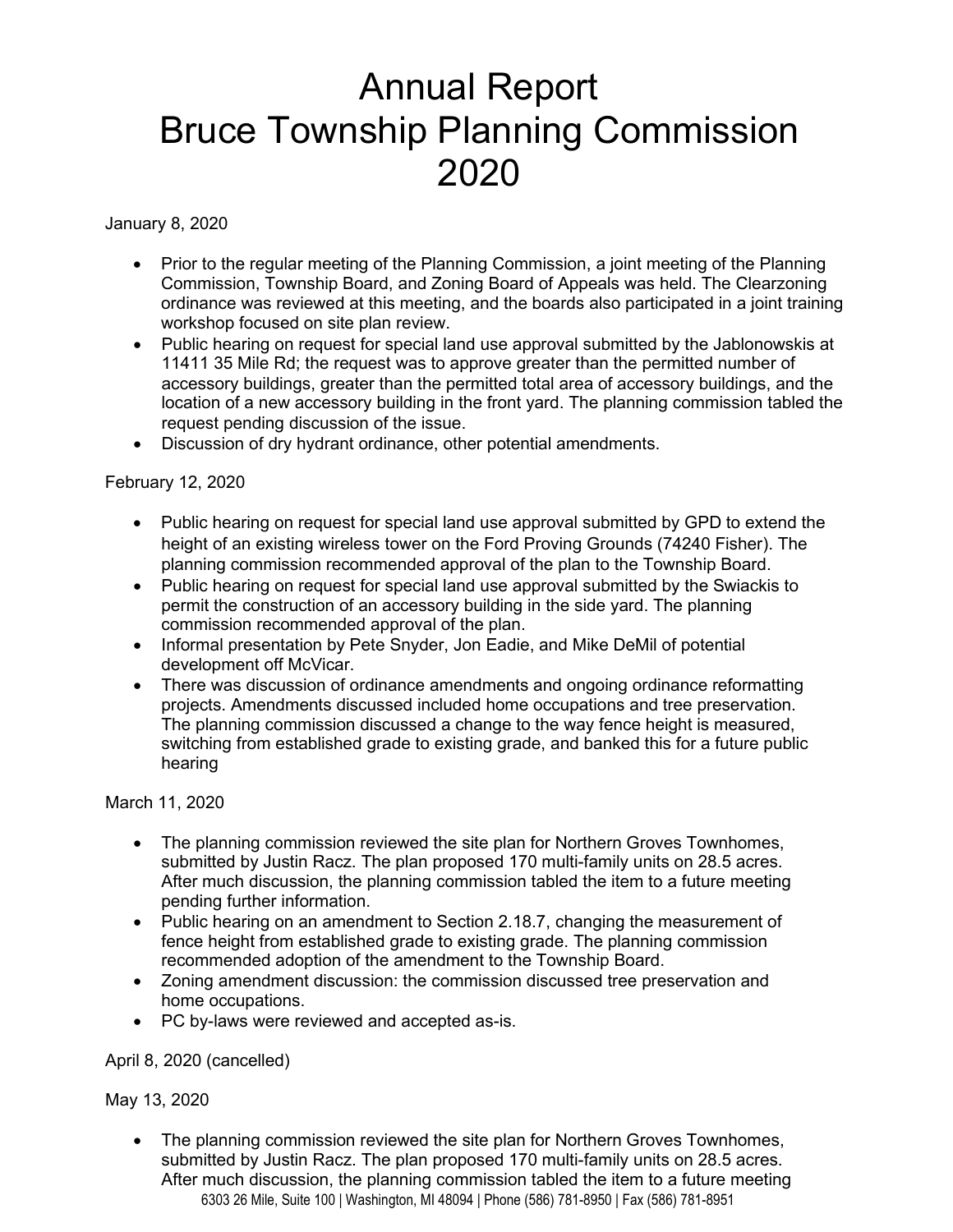# Annual Report
# Bruce Township Planning Commission
# 2020

January 8, 2020

- Prior to the regular meeting of the Planning Commission, a joint meeting of the Planning Commission, Township Board, and Zoning Board of Appeals was held. The Clearzoning ordinance was reviewed at this meeting, and the boards also participated in a joint training workshop focused on site plan review.
- Public hearing on request for special land use approval submitted by the Jablonowskis at 11411 35 Mile Rd; the request was to approve greater than the permitted number of accessory buildings, greater than the permitted total area of accessory buildings, and the location of a new accessory building in the front yard. The planning commission tabled the request pending discussion of the issue.
- Discussion of dry hydrant ordinance, other potential amendments.

February 12, 2020

- Public hearing on request for special land use approval submitted by GPD to extend the height of an existing wireless tower on the Ford Proving Grounds (74240 Fisher). The planning commission recommended approval of the plan to the Township Board.
- Public hearing on request for special land use approval submitted by the Swiackis to permit the construction of an accessory building in the side yard. The planning commission recommended approval of the plan.
- Informal presentation by Pete Snyder, Jon Eadie, and Mike DeMil of potential development off McVicar.
- There was discussion of ordinance amendments and ongoing ordinance reformatting projects. Amendments discussed included home occupations and tree preservation. The planning commission discussed a change to the way fence height is measured, switching from established grade to existing grade, and banked this for a future public hearing

March 11, 2020

- The planning commission reviewed the site plan for Northern Groves Townhomes, submitted by Justin Racz. The plan proposed 170 multi-family units on 28.5 acres. After much discussion, the planning commission tabled the item to a future meeting pending further information.
- Public hearing on an amendment to Section 2.18.7, changing the measurement of fence height from established grade to existing grade. The planning commission recommended adoption of the amendment to the Township Board.
- Zoning amendment discussion: the commission discussed tree preservation and home occupations.
- PC by-laws were reviewed and accepted as-is.

April 8, 2020 (cancelled)

May 13, 2020

- The planning commission reviewed the site plan for Northern Groves Townhomes, submitted by Justin Racz. The plan proposed 170 multi-family units on 28.5 acres. After much discussion, the planning commission tabled the item to a future meeting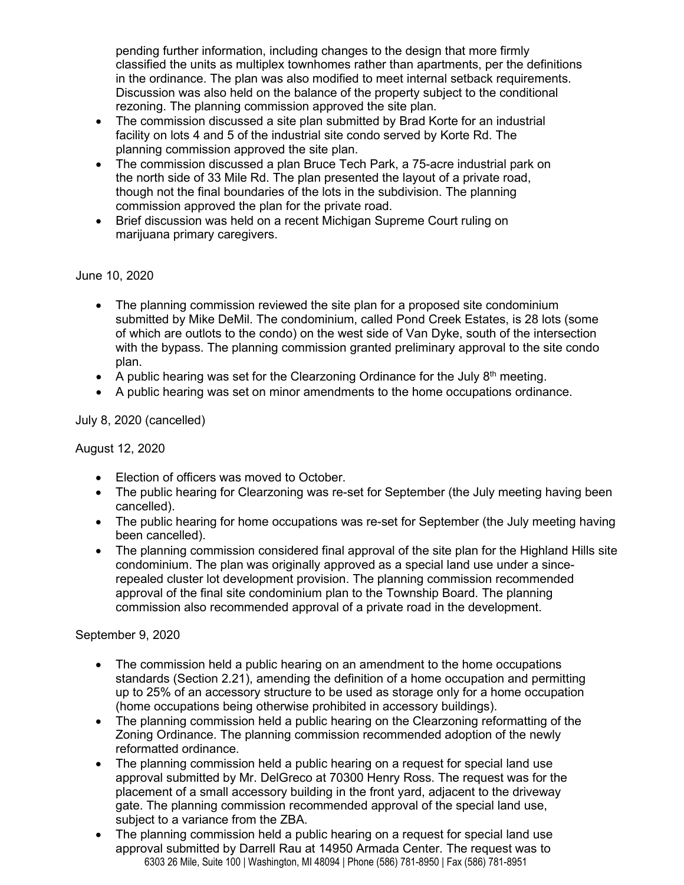pending further information, including changes to the design that more firmly classified the units as multiplex townhomes rather than apartments, per the definitions in the ordinance. The plan was also modified to meet internal setback requirements. Discussion was also held on the balance of the property subject to the conditional rezoning. The planning commission approved the site plan.

- The commission discussed a site plan submitted by Brad Korte for an industrial facility on lots 4 and 5 of the industrial site condo served by Korte Rd. The planning commission approved the site plan.
- The commission discussed a plan Bruce Tech Park, a 75-acre industrial park on the north side of 33 Mile Rd. The plan presented the layout of a private road, though not the final boundaries of the lots in the subdivision. The planning commission approved the plan for the private road.
- Brief discussion was held on a recent Michigan Supreme Court ruling on marijuana primary caregivers.

June 10, 2020

- The planning commission reviewed the site plan for a proposed site condominium submitted by Mike DeMil. The condominium, called Pond Creek Estates, is 28 lots (some of which are outlots to the condo) on the west side of Van Dyke, south of the intersection with the bypass. The planning commission granted preliminary approval to the site condo plan.
- A public hearing was set for the Clearzoning Ordinance for the July 8th meeting.
- A public hearing was set on minor amendments to the home occupations ordinance.

July 8, 2020 (cancelled)

August 12, 2020

- Election of officers was moved to October.
- The public hearing for Clearzoning was re-set for September (the July meeting having been cancelled).
- The public hearing for home occupations was re-set for September (the July meeting having been cancelled).
- The planning commission considered final approval of the site plan for the Highland Hills site condominium. The plan was originally approved as a special land use under a since-repealed cluster lot development provision. The planning commission recommended approval of the final site condominium plan to the Township Board. The planning commission also recommended approval of a private road in the development.

September 9, 2020

- The commission held a public hearing on an amendment to the home occupations standards (Section 2.21), amending the definition of a home occupation and permitting up to 25% of an accessory structure to be used as storage only for a home occupation (home occupations being otherwise prohibited in accessory buildings).
- The planning commission held a public hearing on the Clearzoning reformatting of the Zoning Ordinance. The planning commission recommended adoption of the newly reformatted ordinance.
- The planning commission held a public hearing on a request for special land use approval submitted by Mr. DelGreco at 70300 Henry Ross. The request was for the placement of a small accessory building in the front yard, adjacent to the driveway gate. The planning commission recommended approval of the special land use, subject to a variance from the ZBA.
- The planning commission held a public hearing on a request for special land use approval submitted by Darrell Rau at 14950 Armada Center. The request was to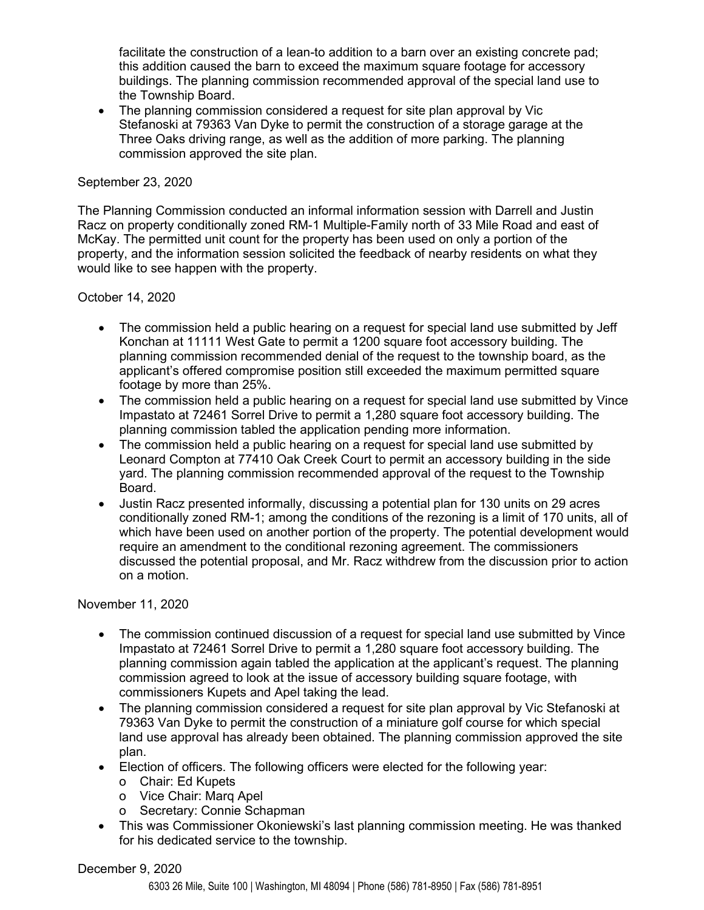facilitate the construction of a lean-to addition to a barn over an existing concrete pad; this addition caused the barn to exceed the maximum square footage for accessory buildings. The planning commission recommended approval of the special land use to the Township Board.

- The planning commission considered a request for site plan approval by Vic Stefanoski at 79363 Van Dyke to permit the construction of a storage garage at the Three Oaks driving range, as well as the addition of more parking. The planning commission approved the site plan.

September 23, 2020

The Planning Commission conducted an informal information session with Darrell and Justin Racz on property conditionally zoned RM-1 Multiple-Family north of 33 Mile Road and east of McKay. The permitted unit count for the property has been used on only a portion of the property, and the information session solicited the feedback of nearby residents on what they would like to see happen with the property.

October 14, 2020

- The commission held a public hearing on a request for special land use submitted by Jeff Konchan at 11111 West Gate to permit a 1200 square foot accessory building. The planning commission recommended denial of the request to the township board, as the applicant's offered compromise position still exceeded the maximum permitted square footage by more than 25%.
- The commission held a public hearing on a request for special land use submitted by Vince Impastato at 72461 Sorrel Drive to permit a 1,280 square foot accessory building. The planning commission tabled the application pending more information.
- The commission held a public hearing on a request for special land use submitted by Leonard Compton at 77410 Oak Creek Court to permit an accessory building in the side yard. The planning commission recommended approval of the request to the Township Board.
- Justin Racz presented informally, discussing a potential plan for 130 units on 29 acres conditionally zoned RM-1; among the conditions of the rezoning is a limit of 170 units, all of which have been used on another portion of the property. The potential development would require an amendment to the conditional rezoning agreement. The commissioners discussed the potential proposal, and Mr. Racz withdrew from the discussion prior to action on a motion.

November 11, 2020

- The commission continued discussion of a request for special land use submitted by Vince Impastato at 72461 Sorrel Drive to permit a 1,280 square foot accessory building. The planning commission again tabled the application at the applicant's request. The planning commission agreed to look at the issue of accessory building square footage, with commissioners Kupets and Apel taking the lead.
- The planning commission considered a request for site plan approval by Vic Stefanoski at 79363 Van Dyke to permit the construction of a miniature golf course for which special land use approval has already been obtained. The planning commission approved the site plan.
- Election of officers. The following officers were elected for the following year:
  - Chair: Ed Kupets
  - Vice Chair: Marq Apel
  - Secretary: Connie Schapman
- This was Commissioner Okoniewski's last planning commission meeting. He was thanked for his dedicated service to the township.

December 9, 2020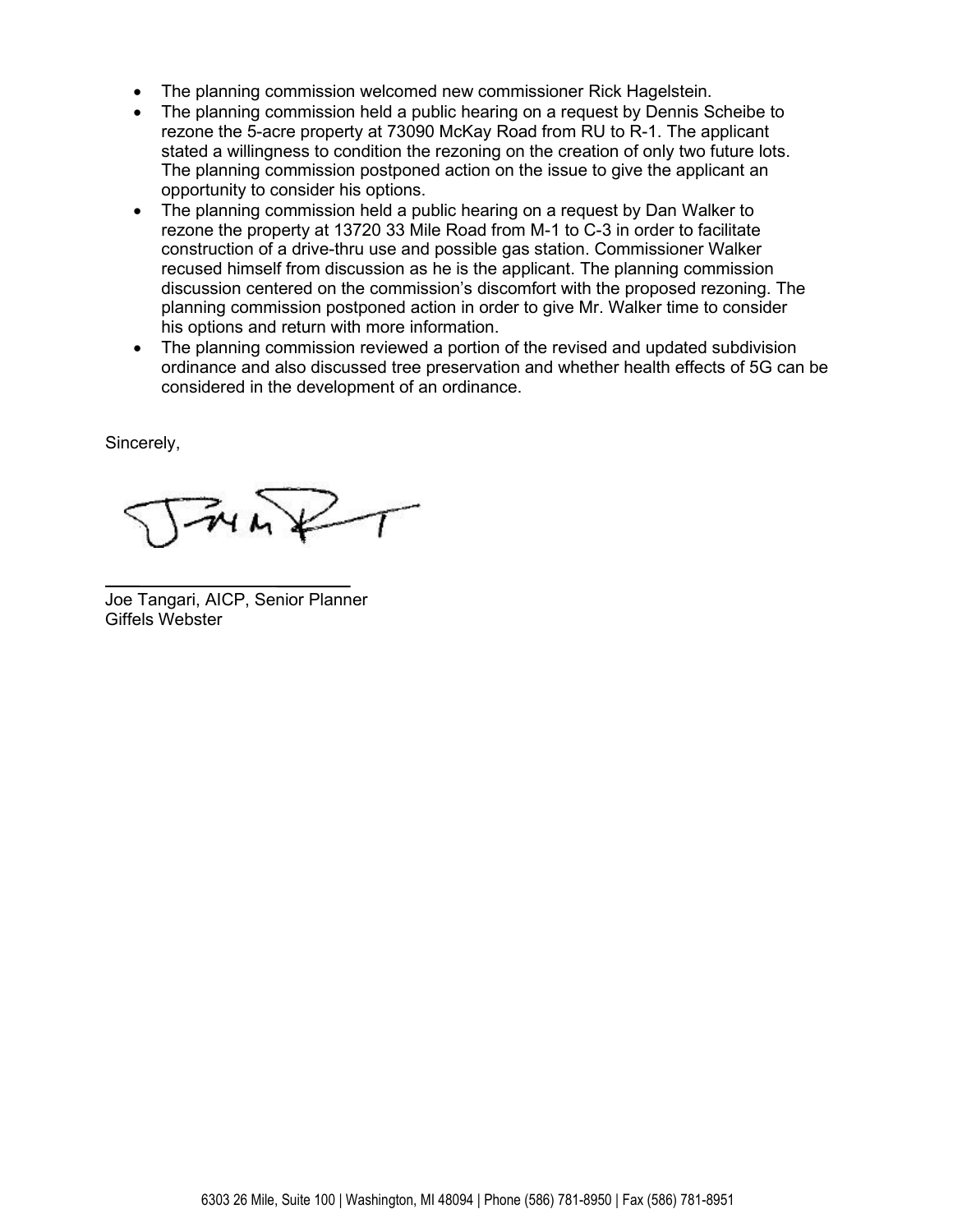- The planning commission welcomed new commissioner Rick Hagelstein.
- The planning commission held a public hearing on a request by Dennis Scheibe to rezone the 5-acre property at 73090 McKay Road from RU to R-1. The applicant stated a willingness to condition the rezoning on the creation of only two future lots. The planning commission postponed action on the issue to give the applicant an opportunity to consider his options.
- The planning commission held a public hearing on a request by Dan Walker to rezone the property at 13720 33 Mile Road from M-1 to C-3 in order to facilitate construction of a drive-thru use and possible gas station. Commissioner Walker recused himself from discussion as he is the applicant. The planning commission discussion centered on the commission's discomfort with the proposed rezoning. The planning commission postponed action in order to give Mr. Walker time to consider his options and return with more information.
- The planning commission reviewed a portion of the revised and updated subdivision ordinance and also discussed tree preservation and whether health effects of 5G can be considered in the development of an ordinance.

Sincerely,

Joe Tangari, AICP, Senior Planner
Giffels Webster

6303 26 Mile, Suite 100 | Washington, MI 48094 | Phone (586) 781-8950 | Fax (586) 781-8951